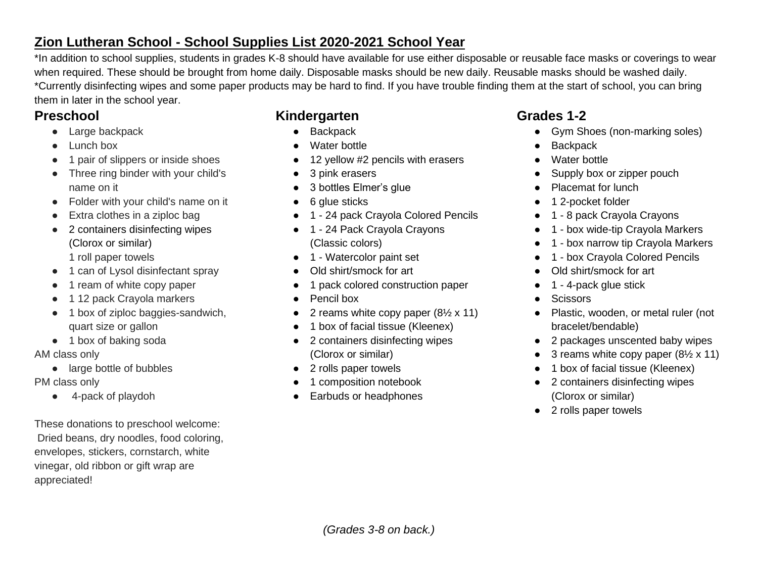# Zion Lutheran School - School Supplies List 2020-2021 School Year

*In addition to school supplies, students in grades K-8 should have available for use either disposable or reusable face masks or coverings to wear when required. These should be brought from home daily. Disposable masks should be new daily. Reusable masks should be washed daily.
*Currently disinfecting wipes and some paper products may be hard to find. If you have trouble finding them at the start of school, you can bring them in later in the school year.

## Preschool

- Large backpack
- Lunch box
- 1 pair of slippers or inside shoes
- Three ring binder with your child's name on it
- Folder with your child's name on it
- Extra clothes in a ziploc bag
- 2 containers disinfecting wipes (Clorox or similar)
  1 roll paper towels
- 1 can of Lysol disinfectant spray
- 1 ream of white copy paper
- 1 12 pack Crayola markers
- 1 box of ziploc baggies-sandwich, quart size or gallon
- 1 box of baking soda

AM class only

- large bottle of bubbles

PM class only

- 4-pack of playdoh

These donations to preschool welcome:
Dried beans, dry noodles, food coloring, envelopes, stickers, cornstarch, white vinegar, old ribbon or gift wrap are appreciated!

## Kindergarten

- Backpack
- Water bottle
- 12 yellow #2 pencils with erasers
- 3 pink erasers
- 3 bottles Elmer's glue
- 6 glue sticks
- 1 - 24 pack Crayola Colored Pencils
- 1 - 24 Pack Crayola Crayons (Classic colors)
- 1 - Watercolor paint set
- Old shirt/smock for art
- 1 pack colored construction paper
- Pencil box
- 2 reams white copy paper (8½ x 11)
- 1 box of facial tissue (Kleenex)
- 2 containers disinfecting wipes (Clorox or similar)
- 2 rolls paper towels
- 1 composition notebook
- Earbuds or headphones

## Grades 1-2

- Gym Shoes (non-marking soles)
- Backpack
- Water bottle
- Supply box or zipper pouch
- Placemat for lunch
- 1 2-pocket folder
- 1 - 8 pack Crayola Crayons
- 1 - box wide-tip Crayola Markers
- 1 - box narrow tip Crayola Markers
- 1 - box Crayola Colored Pencils
- Old shirt/smock for art
- 1 - 4-pack glue stick
- Scissors
- Plastic, wooden, or metal ruler (not bracelet/bendable)
- 2 packages unscented baby wipes
- 3 reams white copy paper (8½ x 11)
- 1 box of facial tissue (Kleenex)
- 2 containers disinfecting wipes (Clorox or similar)
- 2 rolls paper towels

*(Grades 3-8 on back.)*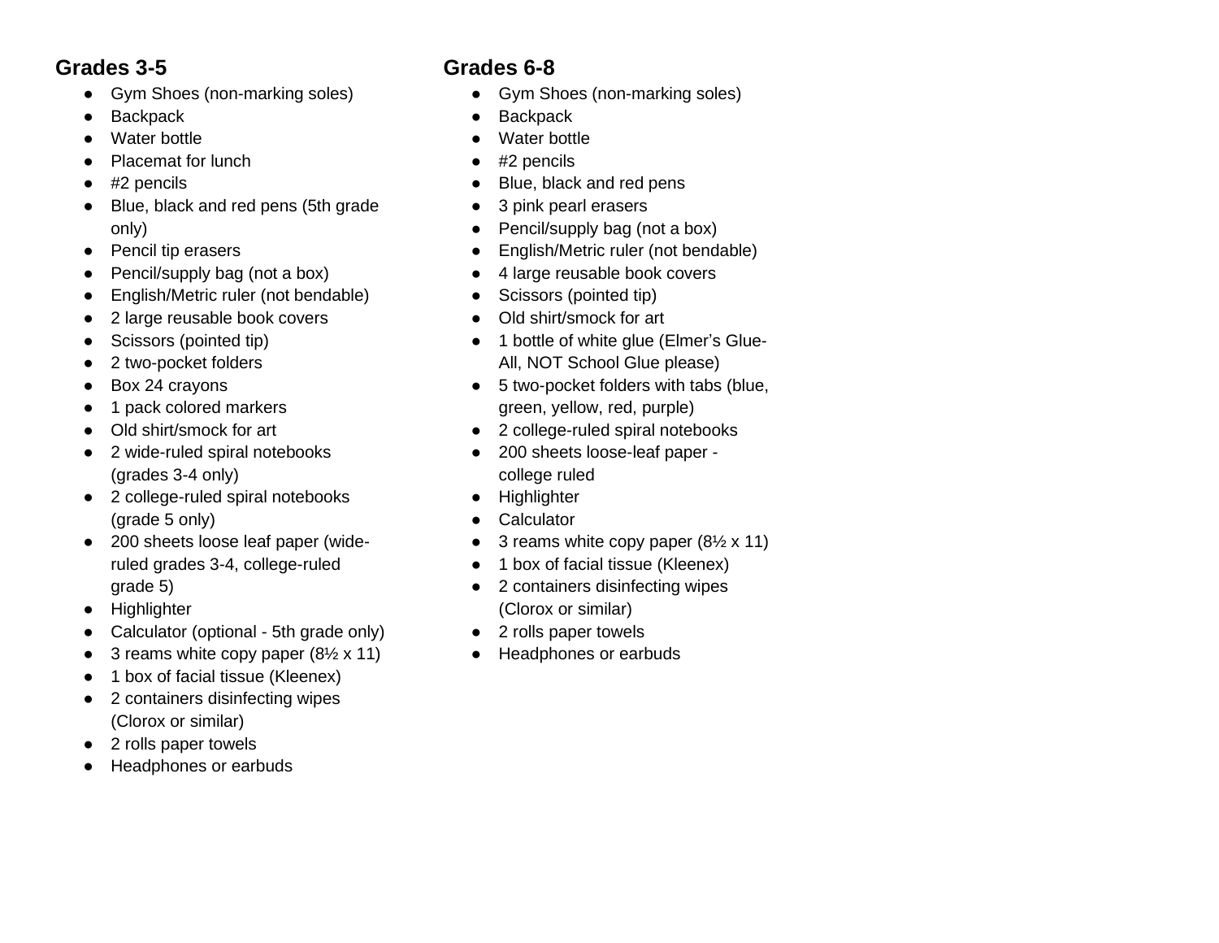## Grades 3-5

- Gym Shoes (non-marking soles)
- Backpack
- Water bottle
- Placemat for lunch
- #2 pencils
- Blue, black and red pens (5th grade only)
- Pencil tip erasers
- Pencil/supply bag (not a box)
- English/Metric ruler (not bendable)
- 2 large reusable book covers
- Scissors (pointed tip)
- 2 two-pocket folders
- Box 24 crayons
- 1 pack colored markers
- Old shirt/smock for art
- 2 wide-ruled spiral notebooks (grades 3-4 only)
- 2 college-ruled spiral notebooks (grade 5 only)
- 200 sheets loose leaf paper (wide-ruled grades 3-4, college-ruled grade 5)
- Highlighter
- Calculator (optional - 5th grade only)
- 3 reams white copy paper (8½ x 11)
- 1 box of facial tissue (Kleenex)
- 2 containers disinfecting wipes (Clorox or similar)
- 2 rolls paper towels
- Headphones or earbuds

## Grades 6-8

- Gym Shoes (non-marking soles)
- Backpack
- Water bottle
- #2 pencils
- Blue, black and red pens
- 3 pink pearl erasers
- Pencil/supply bag (not a box)
- English/Metric ruler (not bendable)
- 4 large reusable book covers
- Scissors (pointed tip)
- Old shirt/smock for art
- 1 bottle of white glue (Elmer's Glue-All, NOT School Glue please)
- 5 two-pocket folders with tabs (blue, green, yellow, red, purple)
- 2 college-ruled spiral notebooks
- 200 sheets loose-leaf paper - college ruled
- Highlighter
- Calculator
- 3 reams white copy paper (8½ x 11)
- 1 box of facial tissue (Kleenex)
- 2 containers disinfecting wipes (Clorox or similar)
- 2 rolls paper towels
- Headphones or earbuds